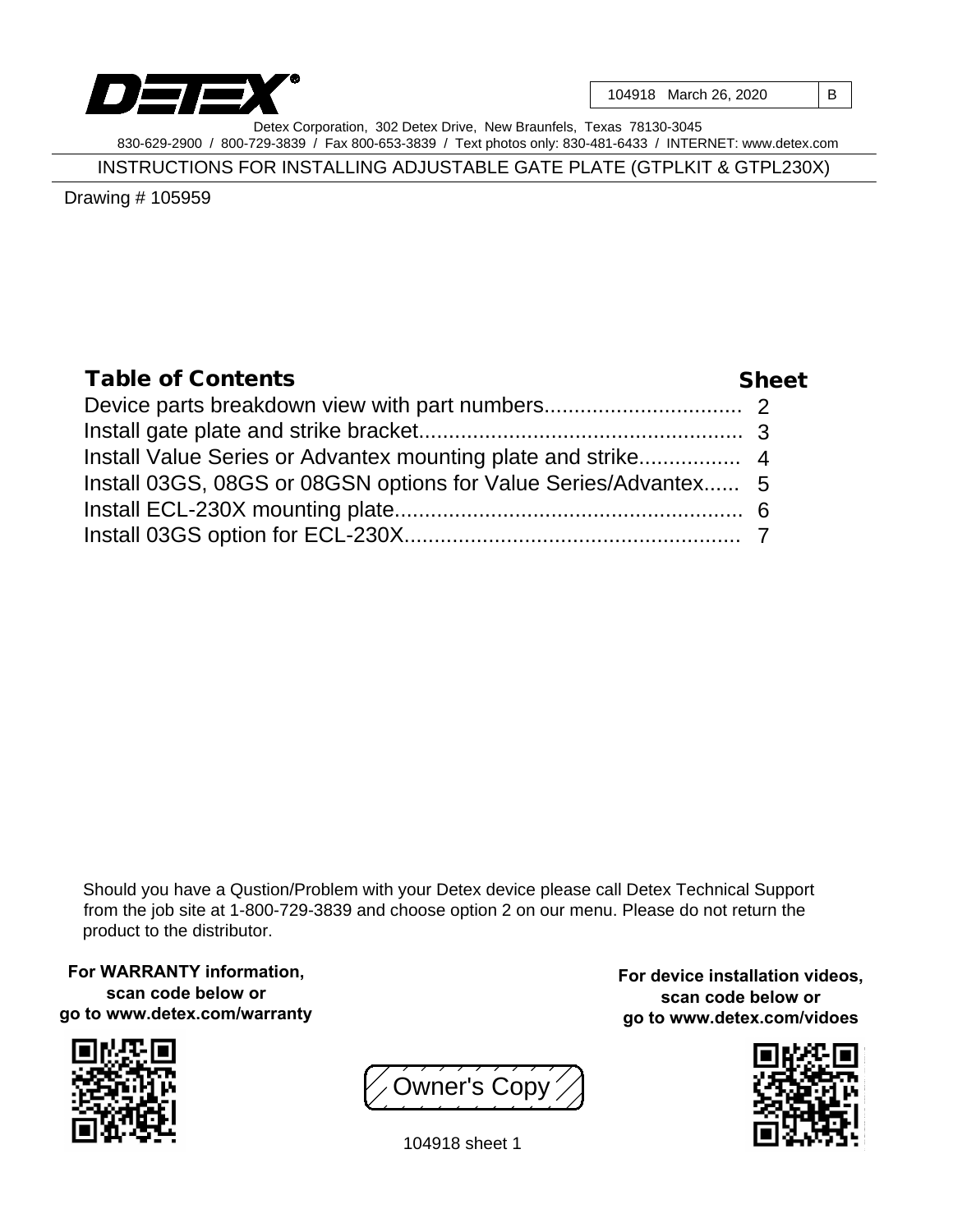DETEX®

| 104918 March 26, 2020 | B |
|---|---|

Detex Corporation, 302 Detex Drive, New Braunfels, Texas 78130-3045
830-629-2900 / 800-729-3839 / Fax 800-653-3839 / Text photos only: 830-481-6433 / INTERNET: www.detex.com

# INSTRUCTIONS FOR INSTALLING ADJUSTABLE GATE PLATE (GTPLKIT & GTPL230X)

Drawing # 105959

| **Table of Contents** | **Sheet** |
|---|---|
| Device parts breakdown view with part numbers | 2 |
| Install gate plate and strike bracket | 3 |
| Install Value Series or Advantex mounting plate and strike | 4 |
| Install 03GS, 08GS or 08GSN options for Value Series/Advantex | 5 |
| Install ECL-230X mounting plate | 6 |
| Install 03GS option for ECL-230X | 7 |

Should you have a Qustion/Problem with your Detex device please call Detex Technical Support from the job site at 1-800-729-3839 and choose option 2 on our menu. Please do not return the product to the distributor.

**For WARRANTY information, scan code below or go to www.detex.com/warranty**

**For device installation videos, scan code below or go to www.detex.com/vidoes**

Owner's Copy

104918 sheet 1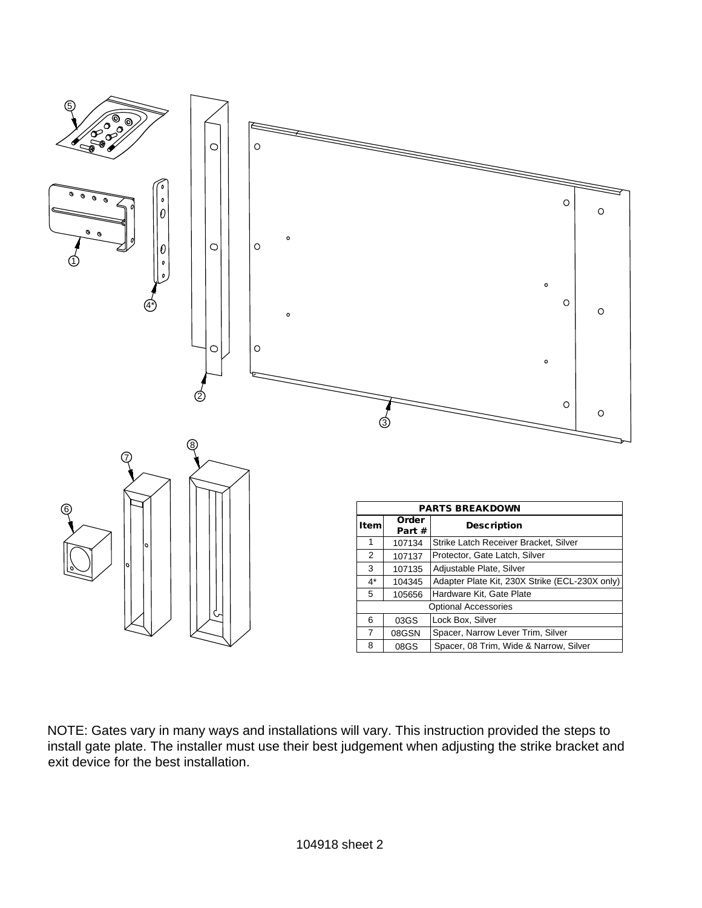**PARTS BREAKDOWN**

| Item | Order Part # | Description |
|---|---|---|
| 1 | 107134 | Strike Latch Receiver Bracket, Silver |
| 2 | 107137 | Protector, Gate Latch, Silver |
| 3 | 107135 | Adjustable Plate, Silver |
| 4* | 104345 | Adapter Plate Kit, 230X Strike (ECL-230X only) |
| 5 | 105656 | Hardware Kit, Gate Plate |
| Optional Accessories | | |
| 6 | 03GS | Lock Box, Silver |
| 7 | 08GSN | Spacer, Narrow Lever Trim, Silver |
| 8 | 08GS | Spacer, 08 Trim, Wide & Narrow, Silver |

NOTE: Gates vary in many ways and installations will vary. This instruction provided the steps to install gate plate. The installer must use their best judgement when adjusting the strike bracket and exit device for the best installation.

104918 sheet 2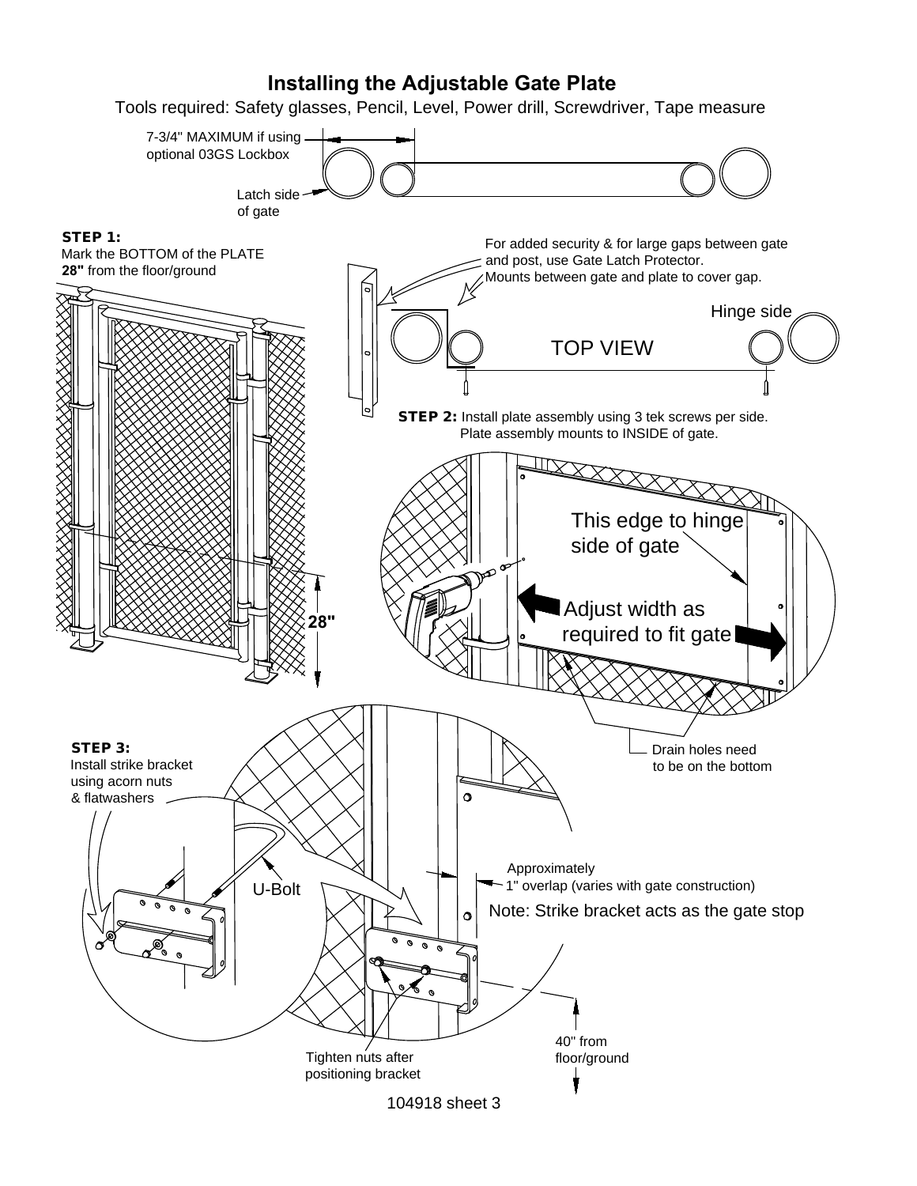# Installing the Adjustable Gate Plate

Tools required: Safety glasses, Pencil, Level, Power drill, Screwdriver, Tape measure

7-3/4" MAXIMUM if using optional 03GS Lockbox

Latch side of gate

**STEP 1:** Mark the BOTTOM of the PLATE **28"** from the floor/ground

28"

For added security & for large gaps between gate and post, use Gate Latch Protector. Mounts between gate and plate to cover gap.

Hinge side

TOP VIEW

**STEP 2:** Install plate assembly using 3 tek screws per side. Plate assembly mounts to INSIDE of gate.

This edge to hinge side of gate

Adjust width as required to fit gate

Drain holes need to be on the bottom

**STEP 3:** Install strike bracket using acorn nuts & flatwashers

U-Bolt

Approximately 1" overlap (varies with gate construction)

Note: Strike bracket acts as the gate stop

Tighten nuts after positioning bracket

40" from floor/ground

104918 sheet 3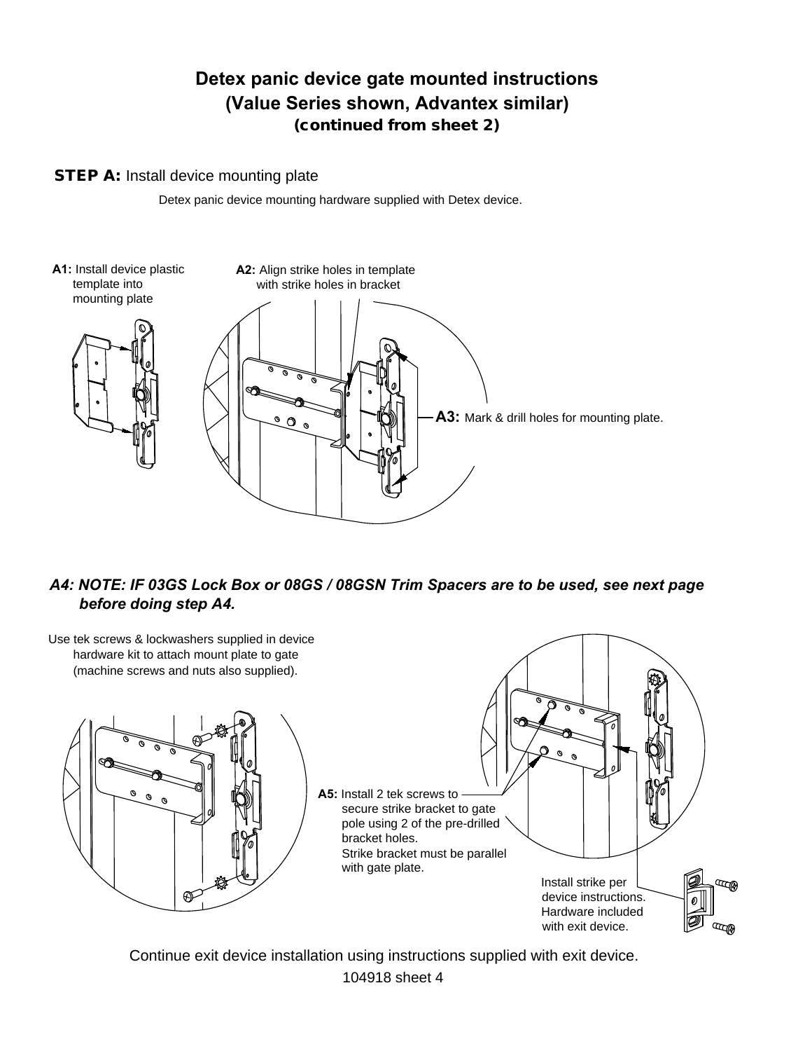# Detex panic device gate mounted instructions
## (Value Series shown, Advantex similar)
### (continued from sheet 2)

**STEP A:** Install device mounting plate

Detex panic device mounting hardware supplied with Detex device.

**A1:** Install device plastic template into mounting plate

**A2:** Align strike holes in template with strike holes in bracket

**A3:** Mark & drill holes for mounting plate.

***A4: NOTE: IF 03GS Lock Box or 08GS / 08GSN Trim Spacers are to be used, see next page before doing step A4.***

Use tek screws & lockwashers supplied in device hardware kit to attach mount plate to gate (machine screws and nuts also supplied).

**A5:** Install 2 tek screws to secure strike bracket to gate pole using 2 of the pre-drilled bracket holes.
Strike bracket must be parallel with gate plate.

Install strike per device instructions. Hardware included with exit device.

Continue exit device installation using instructions supplied with exit device.

104918 sheet 4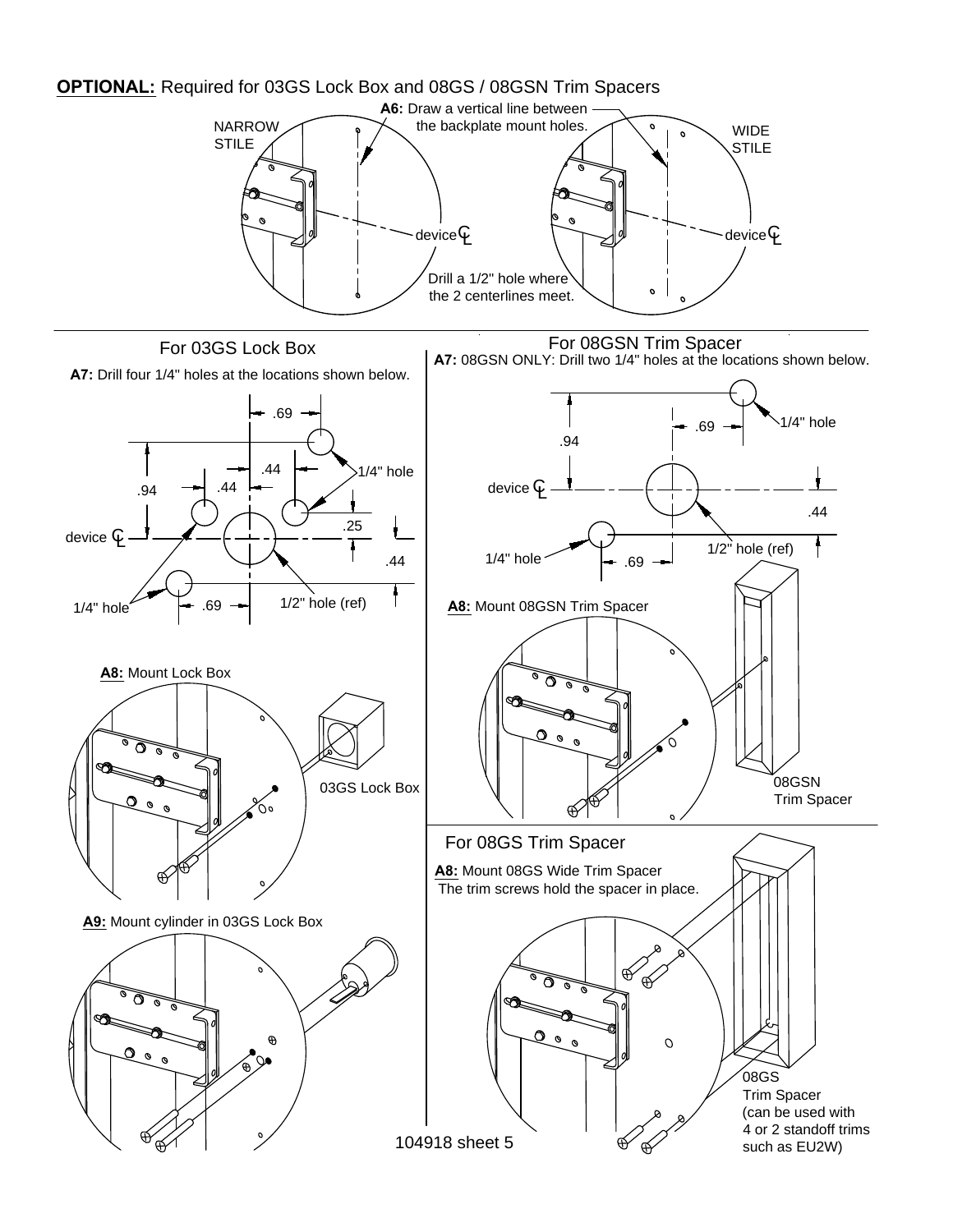**OPTIONAL:** Required for 03GS Lock Box and 08GS / 08GSN Trim Spacers

NARROW STILE

WIDE STILE

**A6:** Draw a vertical line between the backplate mount holes.

device ℄

device ℄

Drill a 1/2" hole where the 2 centerlines meet.

## For 03GS Lock Box

**A7:** Drill four 1/4" holes at the locations shown below.

.69

.44

.44

.94

1/4" hole

.25

device ℄

.44

1/4" hole

.69

1/2" hole (ref)

**A8:** Mount Lock Box

03GS Lock Box

**A9:** Mount cylinder in 03GS Lock Box

## For 08GSN Trim Spacer

**A7:** 08GSN ONLY: Drill two 1/4" holes at the locations shown below.

.69

1/4" hole

.94

device ℄

.44

1/4" hole

.69

1/2" hole (ref)

**A8:** Mount 08GSN Trim Spacer

08GSN Trim Spacer

## For 08GS Trim Spacer

**A8:** Mount 08GS Wide Trim Spacer
The trim screws hold the spacer in place.

08GS Trim Spacer (can be used with 4 or 2 standoff trims such as EU2W)

104918 sheet 5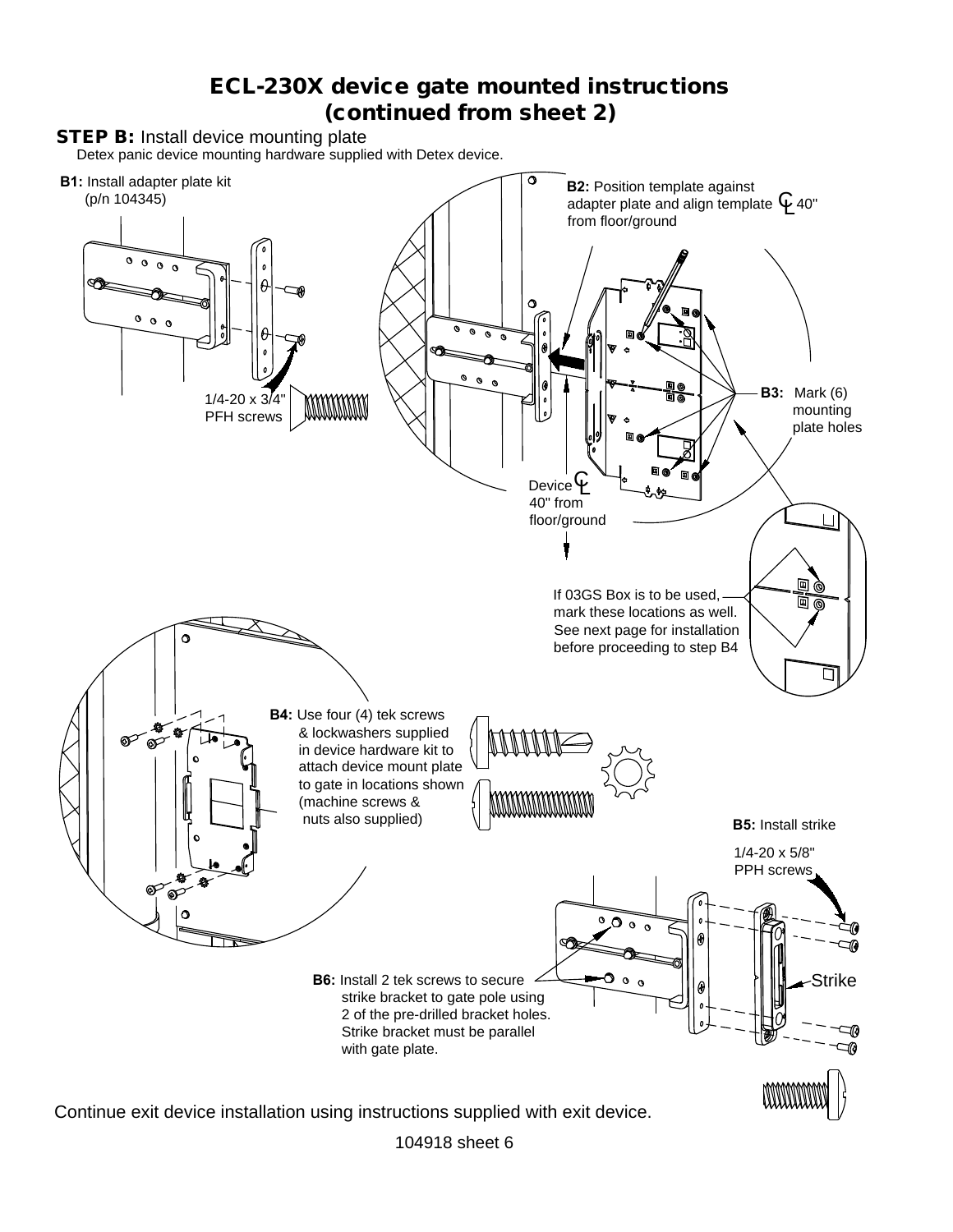# ECL-230X device gate mounted instructions (continued from sheet 2)

**STEP B:** Install device mounting plate

Detex panic device mounting hardware supplied with Detex device.

**B1:** Install adapter plate kit (p/n 104345)

1/4-20 x 3/4" PFH screws

**B2:** Position template against adapter plate and align template ℄ 40" from floor/ground

Device ℄ 40" from floor/ground

**B3:** Mark (6) mounting plate holes

If 03GS Box is to be used, mark these locations as well. See next page for installation before proceeding to step B4

**B4:** Use four (4) tek screws & lockwashers supplied in device hardware kit to attach device mount plate to gate in locations shown (machine screws & nuts also supplied)

**B5:** Install strike

1/4-20 x 5/8" PPH screws

Strike

**B6:** Install 2 tek screws to secure strike bracket to gate pole using 2 of the pre-drilled bracket holes. Strike bracket must be parallel with gate plate.

Continue exit device installation using instructions supplied with exit device.

104918 sheet 6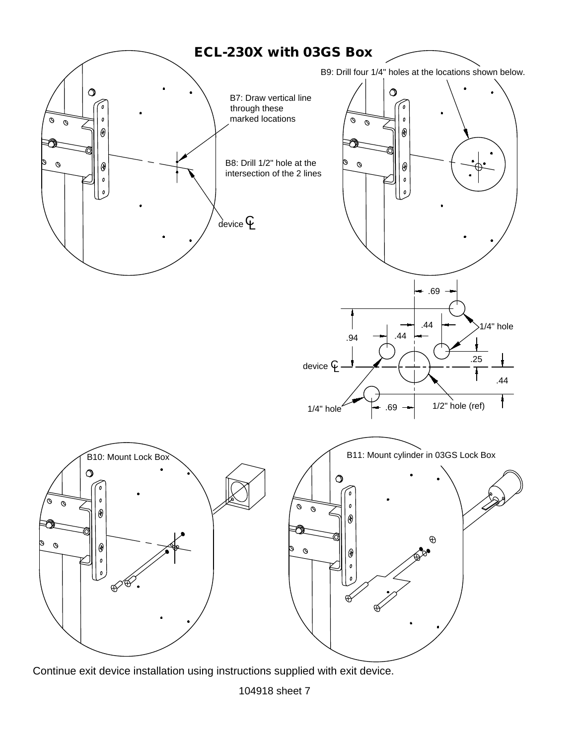# ECL-230X with 03GS Box

B7: Draw vertical line through these marked locations

B8: Drill 1/2" hole at the intersection of the 2 lines

device ℄

B9: Drill four 1/4" holes at the locations shown below.

.69

.44

.44

.94

1/4" hole

.25

device ℄

.44

1/4" hole

.69

1/2" hole (ref)

B10: Mount Lock Box

B11: Mount cylinder in 03GS Lock Box

Continue exit device installation using instructions supplied with exit device.

104918 sheet 7